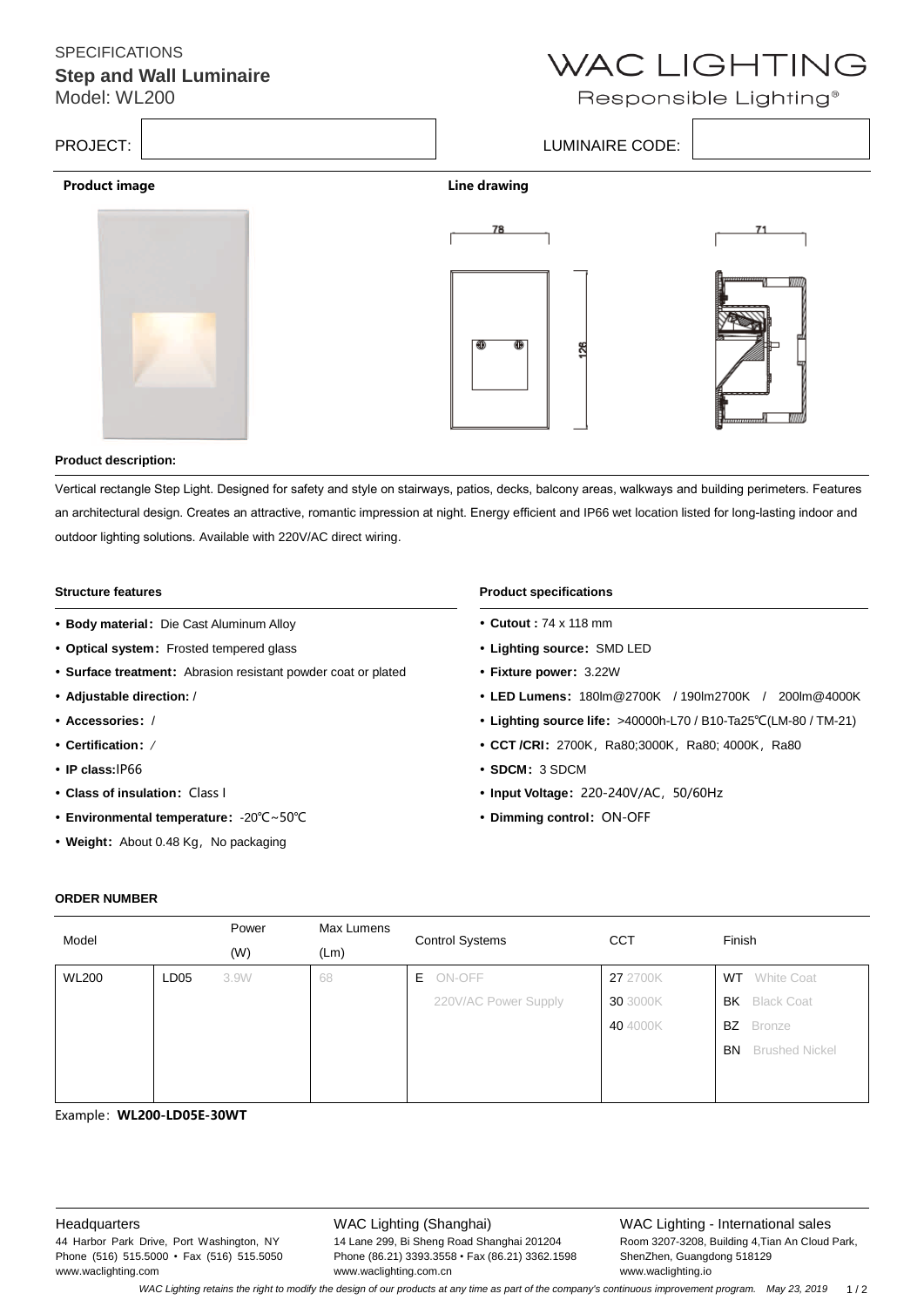SPECIFICATIONS

# Step and Wall Luminaire

Model: WL200

WAC LIGHTING

Responsible Lighting®

PROJECT: | LUMINAIRE CODE:

**Product image**

**Line drawing**

78

128

71

**Product description:**

Vertical rectangle Step Light. Designed for safety and style on stairways, patios, decks, balcony areas, walkways and building perimeters. Features an architectural design. Creates an attractive, romantic impression at night. Energy efficient and IP66 wet location listed for long-lasting indoor and outdoor lighting solutions. Available with 220V/AC direct wiring.

**Structure features**

- **Body material:** Die Cast Aluminum Alloy
- **Optical system:** Frosted tempered glass
- **Surface treatment:** Abrasion resistant powder coat or plated
- **Adjustable direction:** /
- **Accessories:** /
- **Certification:** /
- **IP class:** IP66
- **Class of insulation:** Class I
- **Environmental temperature:** -20℃~50℃
- **Weight:** About 0.48 Kg, No packaging

**Product specifications**

- **Cutout :** 74 x 118 mm
- **Lighting source:** SMD LED
- **Fixture power:** 3.22W
- **LED Lumens:** 180lm@2700K / 190lm2700K / 200lm@4000K
- **Lighting source life:** >40000h-L70 / B10-Ta25℃(LM-80 / TM-21)
- **CCT /CRI:** 2700K, Ra80;3000K, Ra80; 4000K, Ra80
- **SDCM:** 3 SDCM
- **Input Voltage:** 220-240V/AC, 50/60Hz
- **Dimming control:** ON-OFF

**ORDER NUMBER**

| Model | | Power (W) | Max Lumens (Lm) | Control Systems | CCT | Finish |
|---|---|---|---|---|---|---|
| WL200 | LD05 | 3.9W | 68 | E ON-OFF | 27 2700K | WT White Coat |
| | | | | 220V/AC Power Supply | 30 3000K | BK Black Coat |
| | | | | | 40 4000K | BZ Bronze |
| | | | | | | BN Brushed Nickel |

Example: **WL200-LD05E-30WT**

Headquarters
44 Harbor Park Drive, Port Washington, NY
Phone (516) 515.5000 • Fax (516) 515.5050
www.waclighting.com

WAC Lighting (Shanghai)
14 Lane 299, Bi Sheng Road Shanghai 201204
Phone (86.21) 3393.3558 • Fax (86.21) 3362.1598
www.waclighting.com.cn

WAC Lighting - International sales
Room 3207-3208, Building 4,Tian An Cloud Park, ShenZhen, Guangdong 518129
www.waclighting.io

*WAC Lighting retains the right to modify the design of our products at any time as part of the company's continuous improvement program. May 23, 2019*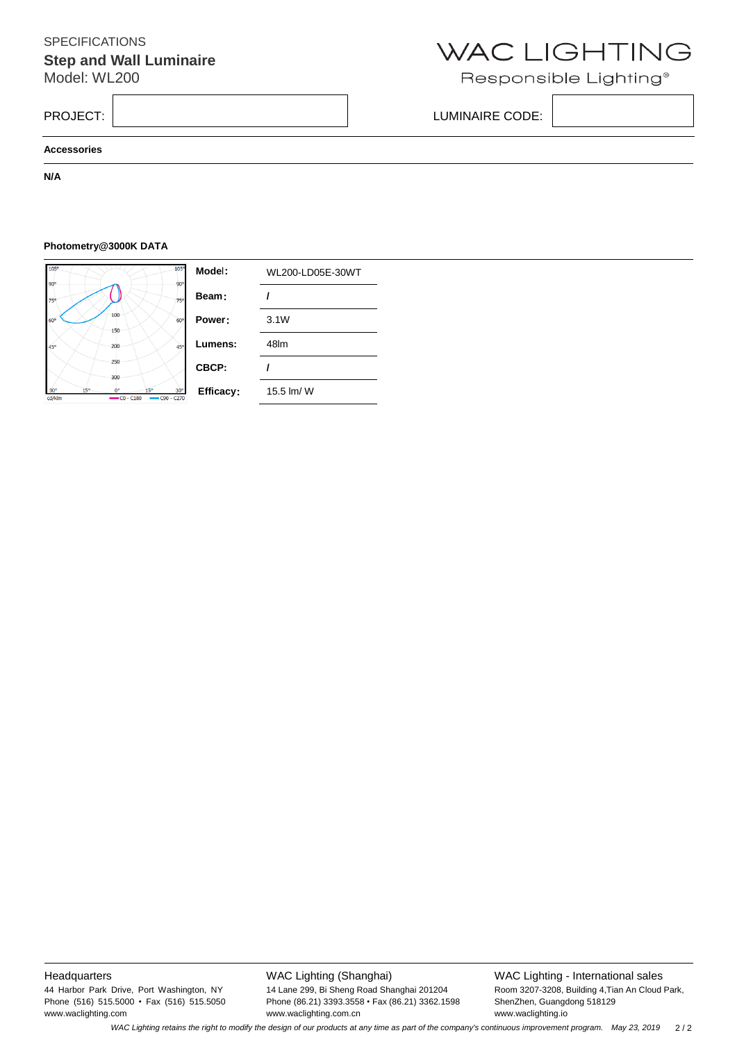SPECIFICATIONS

**Step and Wall Luminaire**

Model: WL200

WAC LIGHTING

Responsible Lighting®

PROJECT: LUMINAIRE CODE:

**Accessories**

**N/A**

**Photometry@3000K DATA**

105° 105°
90° 90°
75° 75°
60° 60°
45° 45°
30° 15° 0° 15° 30°
100
150
200
250
300
cd/klm
C0 - C180
C90 - C270

| | |
|---|---|
| **Model:** | WL200-LD05E-30WT |
| **Beam:** | / |
| **Power:** | 3.1W |
| **Lumens:** | 48lm |
| **CBCP:** | / |
| **Efficacy:** | 15.5 lm/ W |

Headquarters
44 Harbor Park Drive, Port Washington, NY
Phone (516) 515.5000 • Fax (516) 515.5050
www.waclighting.com

WAC Lighting (Shanghai)
14 Lane 299, Bi Sheng Road Shanghai 201204
Phone (86.21) 3393.3558 • Fax (86.21) 3362.1598
www.waclighting.com.cn

WAC Lighting - International sales
Room 3207-3208, Building 4,Tian An Cloud Park,
ShenZhen, Guangdong 518129
www.waclighting.io

*WAC Lighting retains the right to modify the design of our products at any time as part of the company's continuous improvement program. May 23, 2019*